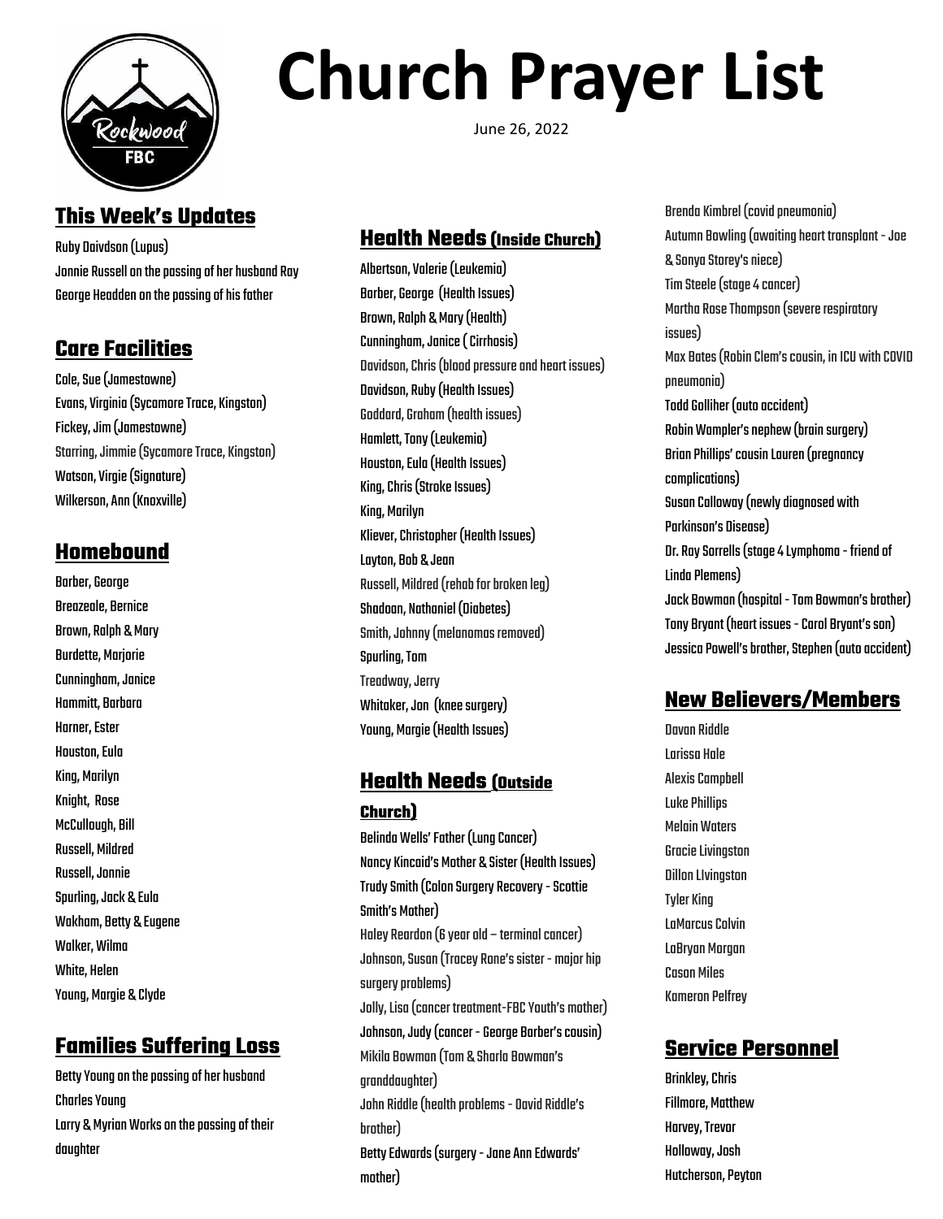# Church Prayer List

June 26, 2022

## This Week's Updates

Ruby Daivdson (Lupus)
Jonnie Russell on the passing of her husband Ray
George Headden on the passing of his father

## Care Facilities

Cole, Sue (Jamestowne)
Evans, Virginia (Sycamore Trace, Kingston)
Fickey, Jim (Jamestowne)
Starring, Jimmie (Sycamore Trace, Kingston)
Watson, Virgie (Signature)
Wilkerson, Ann (Knoxville)

## Homebound

Barber, George
Breazeale, Bernice
Brown, Ralph & Mary
Burdette, Marjorie
Cunningham, Janice
Hammitt, Barbara
Harner, Ester
Houston, Eula
King, Marilyn
Knight, Rose
McCullough, Bill
Russell, Mildred
Russell, Jonnie
Spurling, Jack & Eula
Wakham, Betty & Eugene
Walker, Wilma
White, Helen
Young, Margie & Clyde

## Families Suffering Loss

Betty Young on the passing of her husband Charles Young
Larry & Myrian Works on the passing of their daughter

## Health Needs (Inside Church)

Albertson, Valerie (Leukemia)
Barber, George (Health Issues)
Brown, Ralph & Mary (Health)
Cunningham, Janice ( Cirrhosis)
Davidson, Chris (blood pressure and heart issues)
Davidson, Ruby (Health Issues)
Goddard, Graham (health issues)
Hamlett, Tony (Leukemia)
Houston, Eula (Health Issues)
King, Chris (Stroke Issues)
King, Marilyn
Kliever, Christopher (Health Issues)
Layton, Bob & Jean
Russell, Mildred (rehab for broken leg)
Shadoan, Nathaniel (Diabetes)
Smith, Johnny (melanomas removed)
Spurling, Tom
Treadway, Jerry
Whitaker, Jon (knee surgery)
Young, Margie (Health Issues)

## Health Needs (Outside Church)

Belinda Wells' Father (Lung Cancer)
Nancy Kincaid's Mother & Sister (Health Issues)
Trudy Smith (Colon Surgery Recovery - Scottie Smith's Mother)
Haley Reardon (6 year old – terminal cancer)
Johnson, Susan (Tracey Rone's sister - major hip surgery problems)
Jolly, Lisa (cancer treatment-FBC Youth's mother)
Johnson, Judy (cancer - George Barber's cousin)
Mikila Bowman (Tom & Sharla Bowman's granddaughter)
John Riddle (health problems - David Riddle's brother)
Betty Edwards (surgery - Jane Ann Edwards' mother)
Brenda Kimbrel (covid pneumonia)
Autumn Bowling (awaiting heart transplant - Joe & Sonya Storey's niece)
Tim Steele (stage 4 cancer)
Martha Rose Thompson (severe respiratory issues)
Max Bates (Robin Clem's cousin, in ICU with COVID pneumonia)
Todd Galliher (auto accident)
Robin Wampler's nephew (brain surgery)
Brian Phillips' cousin Lauren (pregnancy complications)
Susan Calloway (newly diagnosed with Parkinson's Disease)
Dr. Ray Sorrells (stage 4 Lymphoma - friend of Linda Plemens)
Jack Bowman (hospital - Tom Bowman's brother)
Tony Bryant (heart issues - Carol Bryant's son)
Jessica Powell's brother, Stephen (auto accident)

## New Believers/Members

Davan Riddle
Larissa Hale
Alexis Campbell
Luke Phillips
Melain Waters
Gracie Livingston
Dillon LIvingston
Tyler King
LaMarcus Colvin
LaBryan Morgan
Cason Miles
Kameron Pelfrey

## Service Personnel

Brinkley, Chris
Fillmore, Matthew
Harvey, Trevor
Holloway, Josh
Hutcherson, Peyton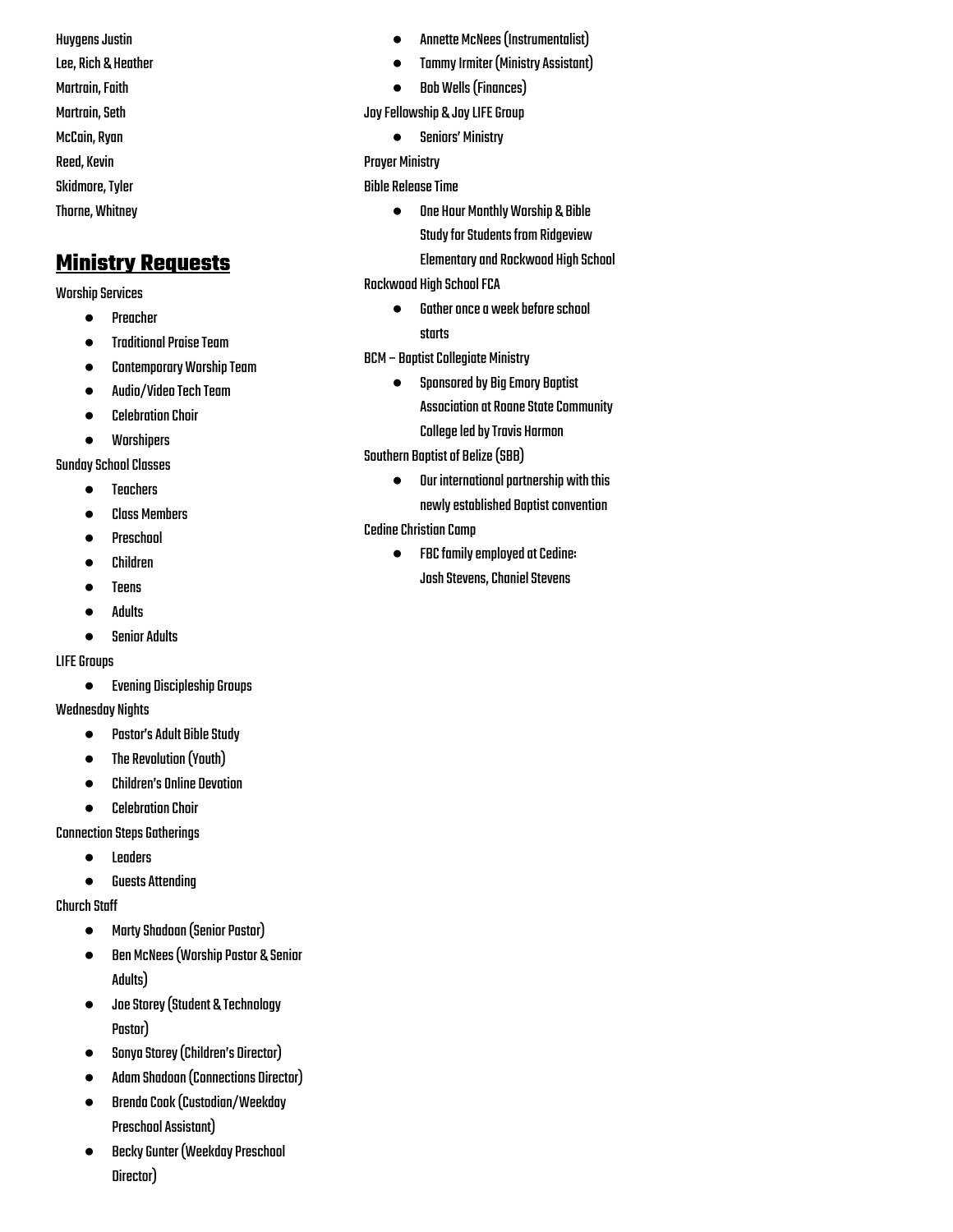Huygens Justin
Lee, Rich & Heather
Martrain, Faith
Martrain, Seth
McCain, Ryan
Reed, Kevin
Skidmore, Tyler
Thorne, Whitney

## Ministry Requests

Worship Services

- Preacher
- Traditional Praise Team
- Contemporary Worship Team
- Audio/Video Tech Team
- Celebration Choir
- Worshipers

Sunday School Classes

- Teachers
- Class Members
- Preschool
- Children
- Teens
- Adults
- Senior Adults

LIFE Groups

- Evening Discipleship Groups

Wednesday Nights

- Pastor's Adult Bible Study
- The Revolution (Youth)
- Children's Online Devotion
- Celebration Choir

Connection Steps Gatherings

- Leaders
- Guests Attending

Church Staff

- Marty Shadoan (Senior Pastor)
- Ben McNees (Worship Pastor & Senior Adults)
- Joe Storey (Student & Technology Pastor)
- Sonya Storey (Children's Director)
- Adam Shadoan (Connections Director)
- Brenda Cook (Custodian/Weekday Preschool Assistant)
- Becky Gunter (Weekday Preschool Director)
- Annette McNees (Instrumentalist)
- Tammy Irmiter (Ministry Assistant)
- Bob Wells (Finances)

Joy Fellowship & Joy LIFE Group

- Seniors' Ministry

Prayer Ministry

Bible Release Time

- One Hour Monthly Worship & Bible Study for Students from Ridgeview Elementary and Rockwood High School

Rockwood High School FCA

- Gather once a week before school starts

BCM – Baptist Collegiate Ministry

- Sponsored by Big Emory Baptist Association at Roane State Community College led by Travis Harmon

Southern Baptist of Belize (SBB)

- Our international partnership with this newly established Baptist convention

Cedine Christian Camp

- FBC family employed at Cedine: Josh Stevens, Chaniel Stevens